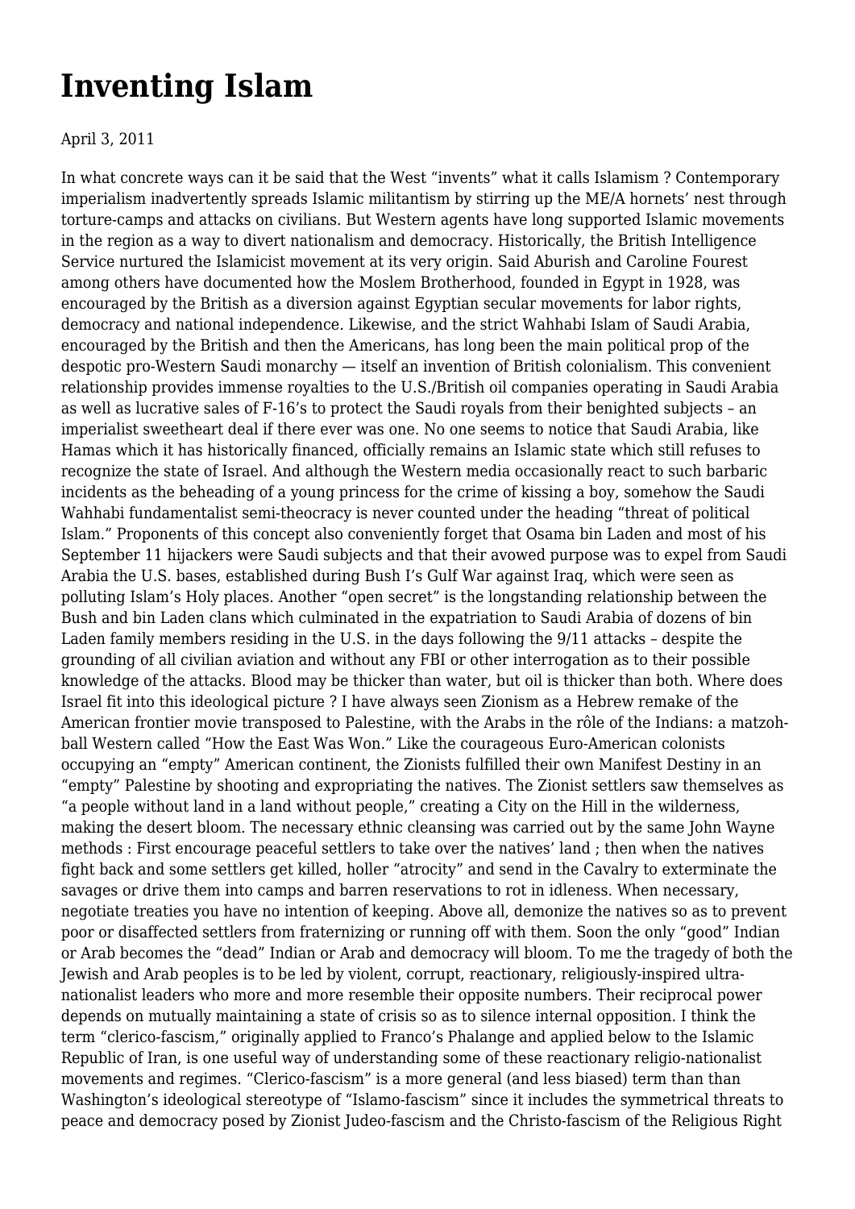# Inventing Islam

April 3, 2011

In what concrete ways can it be said that the West "invents" what it calls Islamism ? Contemporary imperialism inadvertently spreads Islamic militantism by stirring up the ME/A hornets' nest through torture-camps and attacks on civilians. But Western agents have long supported Islamic movements in the region as a way to divert nationalism and democracy. Historically, the British Intelligence Service nurtured the Islamicist movement at its very origin. Said Aburish and Caroline Fourest among others have documented how the Moslem Brotherhood, founded in Egypt in 1928, was encouraged by the British as a diversion against Egyptian secular movements for labor rights, democracy and national independence. Likewise, and the strict Wahhabi Islam of Saudi Arabia, encouraged by the British and then the Americans, has long been the main political prop of the despotic pro-Western Saudi monarchy — itself an invention of British colonialism. This convenient relationship provides immense royalties to the U.S./British oil companies operating in Saudi Arabia as well as lucrative sales of F-16's to protect the Saudi royals from their benighted subjects – an imperialist sweetheart deal if there ever was one. No one seems to notice that Saudi Arabia, like Hamas which it has historically financed, officially remains an Islamic state which still refuses to recognize the state of Israel. And although the Western media occasionally react to such barbaric incidents as the beheading of a young princess for the crime of kissing a boy, somehow the Saudi Wahhabi fundamentalist semi-theocracy is never counted under the heading "threat of political Islam." Proponents of this concept also conveniently forget that Osama bin Laden and most of his September 11 hijackers were Saudi subjects and that their avowed purpose was to expel from Saudi Arabia the U.S. bases, established during Bush I's Gulf War against Iraq, which were seen as polluting Islam's Holy places. Another "open secret" is the longstanding relationship between the Bush and bin Laden clans which culminated in the expatriation to Saudi Arabia of dozens of bin Laden family members residing in the U.S. in the days following the 9/11 attacks – despite the grounding of all civilian aviation and without any FBI or other interrogation as to their possible knowledge of the attacks. Blood may be thicker than water, but oil is thicker than both. Where does Israel fit into this ideological picture ? I have always seen Zionism as a Hebrew remake of the American frontier movie transposed to Palestine, with the Arabs in the rôle of the Indians: a matzoh-ball Western called "How the East Was Won." Like the courageous Euro-American colonists occupying an "empty" American continent, the Zionists fulfilled their own Manifest Destiny in an "empty" Palestine by shooting and expropriating the natives. The Zionist settlers saw themselves as "a people without land in a land without people," creating a City on the Hill in the wilderness, making the desert bloom. The necessary ethnic cleansing was carried out by the same John Wayne methods : First encourage peaceful settlers to take over the natives' land ; then when the natives fight back and some settlers get killed, holler "atrocity" and send in the Cavalry to exterminate the savages or drive them into camps and barren reservations to rot in idleness. When necessary, negotiate treaties you have no intention of keeping. Above all, demonize the natives so as to prevent poor or disaffected settlers from fraternizing or running off with them. Soon the only "good" Indian or Arab becomes the "dead" Indian or Arab and democracy will bloom. To me the tragedy of both the Jewish and Arab peoples is to be led by violent, corrupt, reactionary, religiously-inspired ultra-nationalist leaders who more and more resemble their opposite numbers. Their reciprocal power depends on mutually maintaining a state of crisis so as to silence internal opposition. I think the term "clerico-fascism," originally applied to Franco's Phalange and applied below to the Islamic Republic of Iran, is one useful way of understanding some of these reactionary religio-nationalist movements and regimes. "Clerico-fascism" is a more general (and less biased) term than than Washington's ideological stereotype of "Islamo-fascism" since it includes the symmetrical threats to peace and democracy posed by Zionist Judeo-fascism and the Christo-fascism of the Religious Right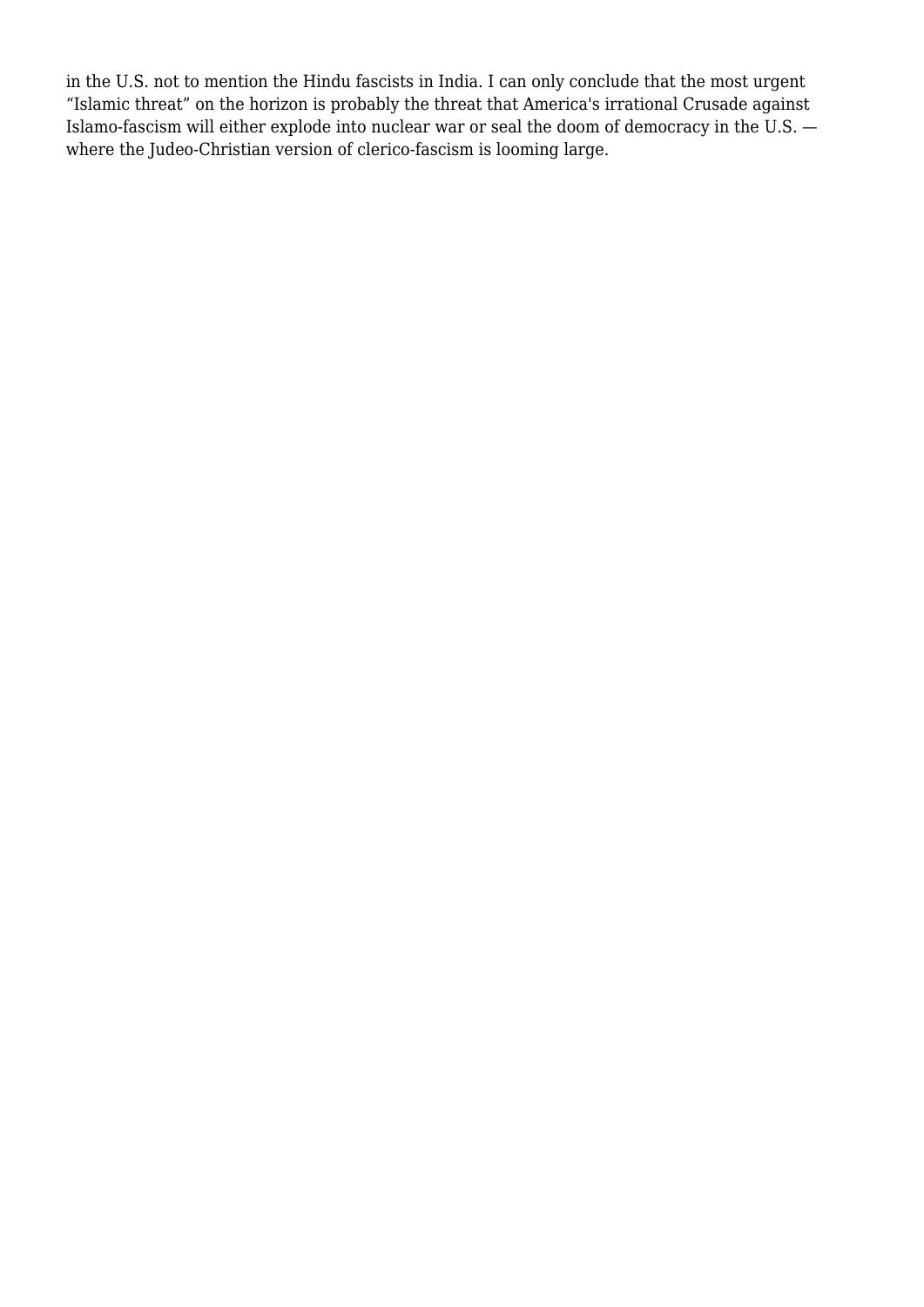in the U.S. not to mention the Hindu fascists in India. I can only conclude that the most urgent "Islamic threat" on the horizon is probably the threat that America's irrational Crusade against Islamo-fascism will either explode into nuclear war or seal the doom of democracy in the U.S. — where the Judeo-Christian version of clerico-fascism is looming large.